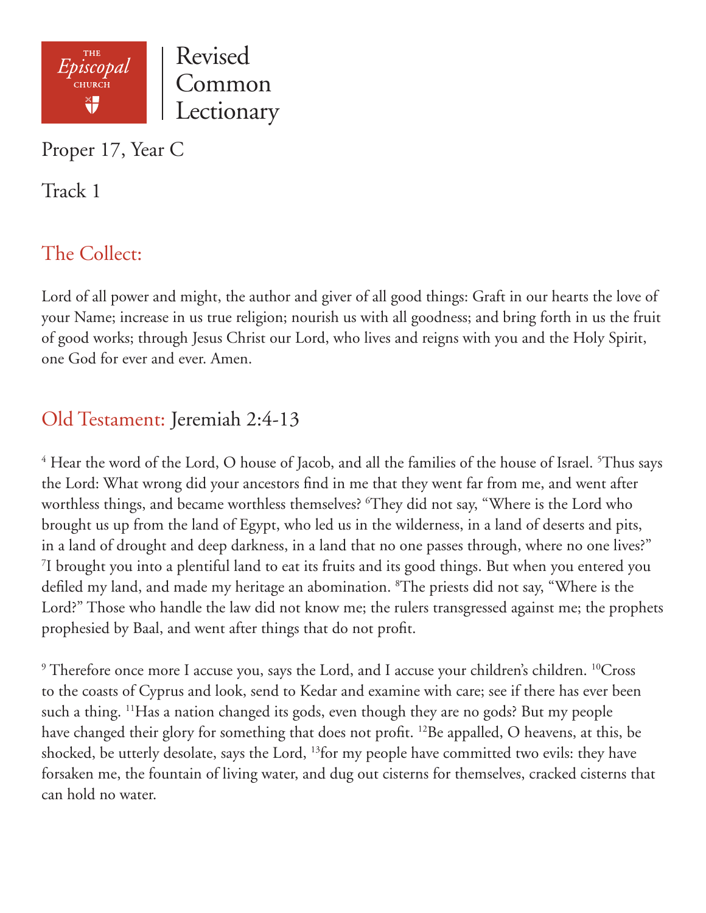THE Episcopal CHURCH

# Revised Common Lectionary

Proper 17, Year C

Track 1

## The Collect:

Lord of all power and might, the author and giver of all good things: Graft in our hearts the love of your Name; increase in us true religion; nourish us with all goodness; and bring forth in us the fruit of good works; through Jesus Christ our Lord, who lives and reigns with you and the Holy Spirit, one God for ever and ever. Amen.

## Old Testament: Jeremiah 2:4-13

4 Hear the word of the Lord, O house of Jacob, and all the families of the house of Israel. 5 Thus says the Lord: What wrong did your ancestors find in me that they went far from me, and went after worthless things, and became worthless themselves? 6 They did not say, "Where is the Lord who brought us up from the land of Egypt, who led us in the wilderness, in a land of deserts and pits, in a land of drought and deep darkness, in a land that no one passes through, where no one lives?" 7 I brought you into a plentiful land to eat its fruits and its good things. But when you entered you defiled my land, and made my heritage an abomination. 8 The priests did not say, "Where is the Lord?" Those who handle the law did not know me; the rulers transgressed against me; the prophets prophesied by Baal, and went after things that do not profit.

9 Therefore once more I accuse you, says the Lord, and I accuse your children's children. 10 Cross to the coasts of Cyprus and look, send to Kedar and examine with care; see if there has ever been such a thing. 11 Has a nation changed its gods, even though they are no gods? But my people have changed their glory for something that does not profit. 12 Be appalled, O heavens, at this, be shocked, be utterly desolate, says the Lord, 13 for my people have committed two evils: they have forsaken me, the fountain of living water, and dug out cisterns for themselves, cracked cisterns that can hold no water.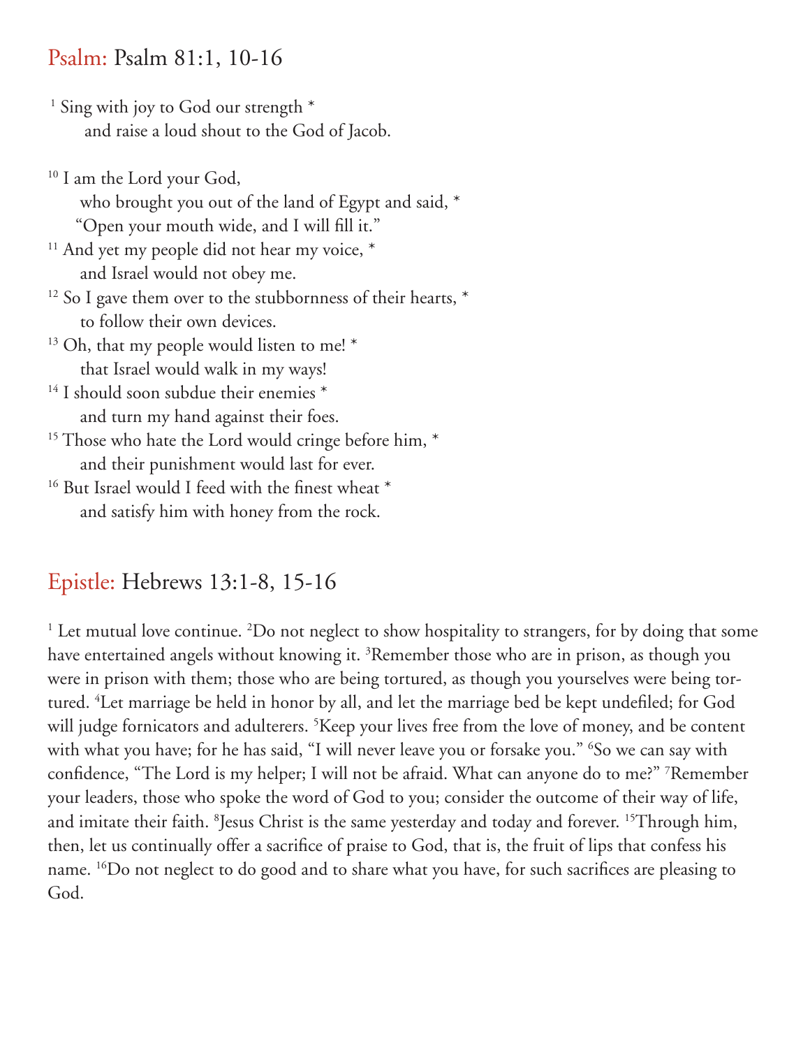## Psalm: Psalm 81:1, 10-16

[1] Sing with joy to God our strength *
  and raise a loud shout to the God of Jacob.

[10] I am the Lord your God,
  who brought you out of the land of Egypt and said, *
  "Open your mouth wide, and I will fill it."
[11] And yet my people did not hear my voice, *
  and Israel would not obey me.
[12] So I gave them over to the stubbornness of their hearts, *
  to follow their own devices.
[13] Oh, that my people would listen to me! *
  that Israel would walk in my ways!
[14] I should soon subdue their enemies *
  and turn my hand against their foes.
[15] Those who hate the Lord would cringe before him, *
  and their punishment would last for ever.
[16] But Israel would I feed with the finest wheat *
  and satisfy him with honey from the rock.

## Epistle: Hebrews 13:1-8, 15-16

[1] Let mutual love continue. [2]Do not neglect to show hospitality to strangers, for by doing that some have entertained angels without knowing it. [3]Remember those who are in prison, as though you were in prison with them; those who are being tortured, as though you yourselves were being tortured. [4]Let marriage be held in honor by all, and let the marriage bed be kept undefiled; for God will judge fornicators and adulterers. [5]Keep your lives free from the love of money, and be content with what you have; for he has said, "I will never leave you or forsake you." [6]So we can say with confidence, "The Lord is my helper; I will not be afraid. What can anyone do to me?" [7]Remember your leaders, those who spoke the word of God to you; consider the outcome of their way of life, and imitate their faith. [8]Jesus Christ is the same yesterday and today and forever. [15]Through him, then, let us continually offer a sacrifice of praise to God, that is, the fruit of lips that confess his name. [16]Do not neglect to do good and to share what you have, for such sacrifices are pleasing to God.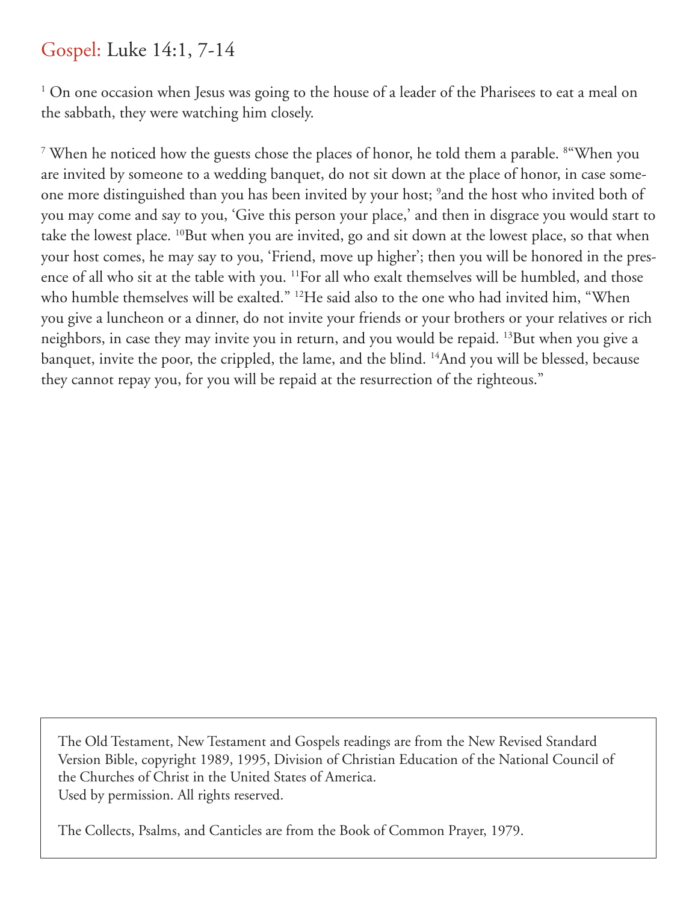## Gospel: Luke 14:1, 7-14

[1] On one occasion when Jesus was going to the house of a leader of the Pharisees to eat a meal on the sabbath, they were watching him closely.

[7] When he noticed how the guests chose the places of honor, he told them a parable. [8]"When you are invited by someone to a wedding banquet, do not sit down at the place of honor, in case someone more distinguished than you has been invited by your host; [9]and the host who invited both of you may come and say to you, 'Give this person your place,' and then in disgrace you would start to take the lowest place. [10]But when you are invited, go and sit down at the lowest place, so that when your host comes, he may say to you, 'Friend, move up higher'; then you will be honored in the presence of all who sit at the table with you. [11]For all who exalt themselves will be humbled, and those who humble themselves will be exalted." [12]He said also to the one who had invited him, "When you give a luncheon or a dinner, do not invite your friends or your brothers or your relatives or rich neighbors, in case they may invite you in return, and you would be repaid. [13]But when you give a banquet, invite the poor, the crippled, the lame, and the blind. [14]And you will be blessed, because they cannot repay you, for you will be repaid at the resurrection of the righteous."

The Old Testament, New Testament and Gospels readings are from the New Revised Standard Version Bible, copyright 1989, 1995, Division of Christian Education of the National Council of the Churches of Christ in the United States of America.
Used by permission. All rights reserved.

The Collects, Psalms, and Canticles are from the Book of Common Prayer, 1979.